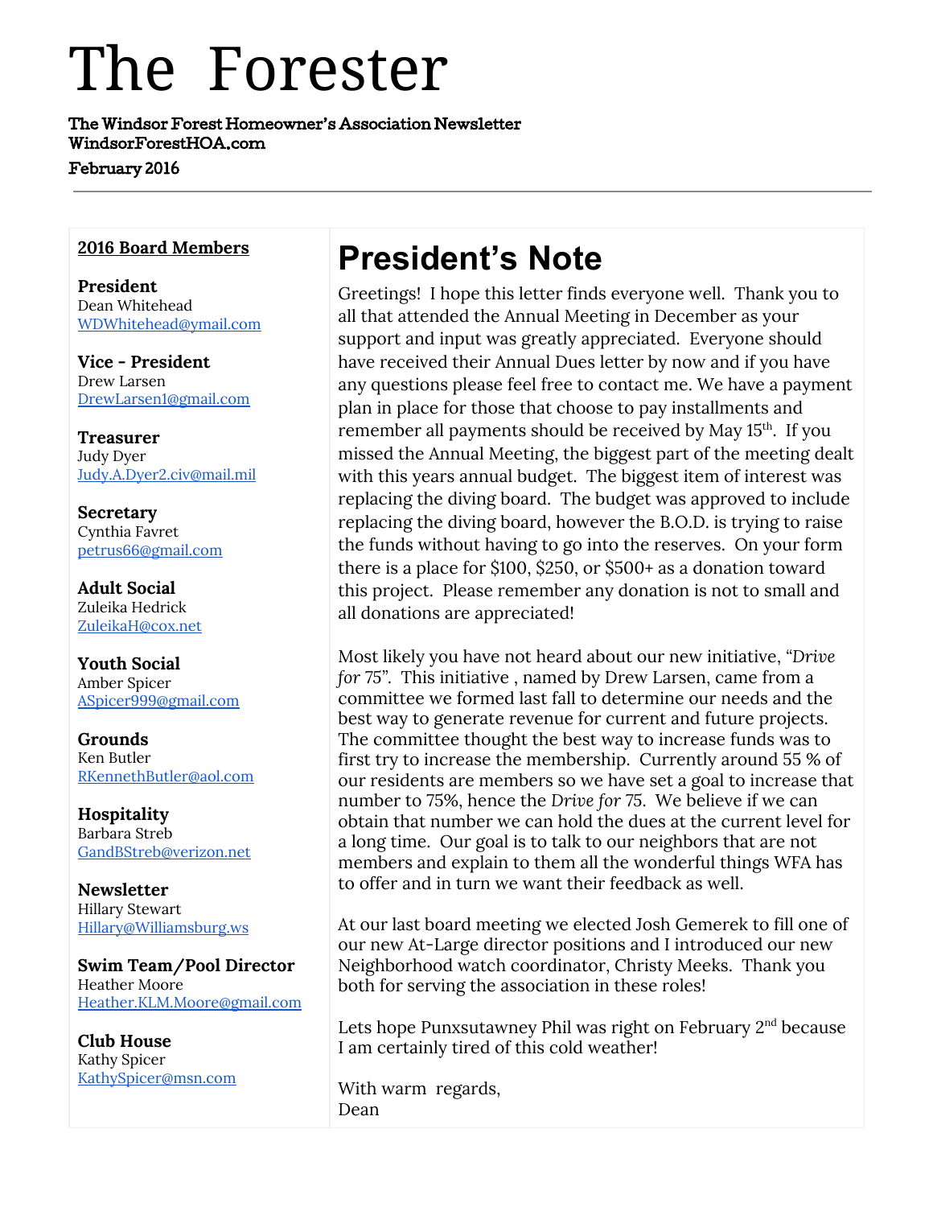# The Forester

**The Windsor Forest Homeowner's Association Newsletter**
**WindsorForestHOA.com**

**February 2016**

---

**2016 Board Members**

**President**
Dean Whitehead
WDWhitehead@ymail.com

**Vice - President**
Drew Larsen
DrewLarsen1@gmail.com

**Treasurer**
Judy Dyer
Judy.A.Dyer2.civ@mail.mil

**Secretary**
Cynthia Favret
petrus66@gmail.com

**Adult Social**
Zuleika Hedrick
ZuleikaH@cox.net

**Youth Social**
Amber Spicer
ASpicer999@gmail.com

**Grounds**
Ken Butler
RKennethButler@aol.com

**Hospitality**
Barbara Streb
GandBStreb@verizon.net

**Newsletter**
Hillary Stewart
Hillary@Williamsburg.ws

**Swim Team/Pool Director**
Heather Moore
Heather.KLM.Moore@gmail.com

**Club House**
Kathy Spicer
KathySpicer@msn.com

## President's Note

Greetings! I hope this letter finds everyone well. Thank you to all that attended the Annual Meeting in December as your support and input was greatly appreciated. Everyone should have received their Annual Dues letter by now and if you have any questions please feel free to contact me. We have a payment plan in place for those that choose to pay installments and remember all payments should be received by May 15th. If you missed the Annual Meeting, the biggest part of the meeting dealt with this years annual budget. The biggest item of interest was replacing the diving board. The budget was approved to include replacing the diving board, however the B.O.D. is trying to raise the funds without having to go into the reserves. On your form there is a place for $100, $250, or $500+ as a donation toward this project. Please remember any donation is not to small and all donations are appreciated!

Most likely you have not heard about our new initiative, "*Drive for 75*". This initiative , named by Drew Larsen, came from a committee we formed last fall to determine our needs and the best way to generate revenue for current and future projects. The committee thought the best way to increase funds was to first try to increase the membership. Currently around 55 % of our residents are members so we have set a goal to increase that number to 75%, hence the *Drive for 75*. We believe if we can obtain that number we can hold the dues at the current level for a long time. Our goal is to talk to our neighbors that are not members and explain to them all the wonderful things WFA has to offer and in turn we want their feedback as well.

At our last board meeting we elected Josh Gemerek to fill one of our new At-Large director positions and I introduced our new Neighborhood watch coordinator, Christy Meeks. Thank you both for serving the association in these roles!

Lets hope Punxsutawney Phil was right on February 2nd because I am certainly tired of this cold weather!

With warm regards,
Dean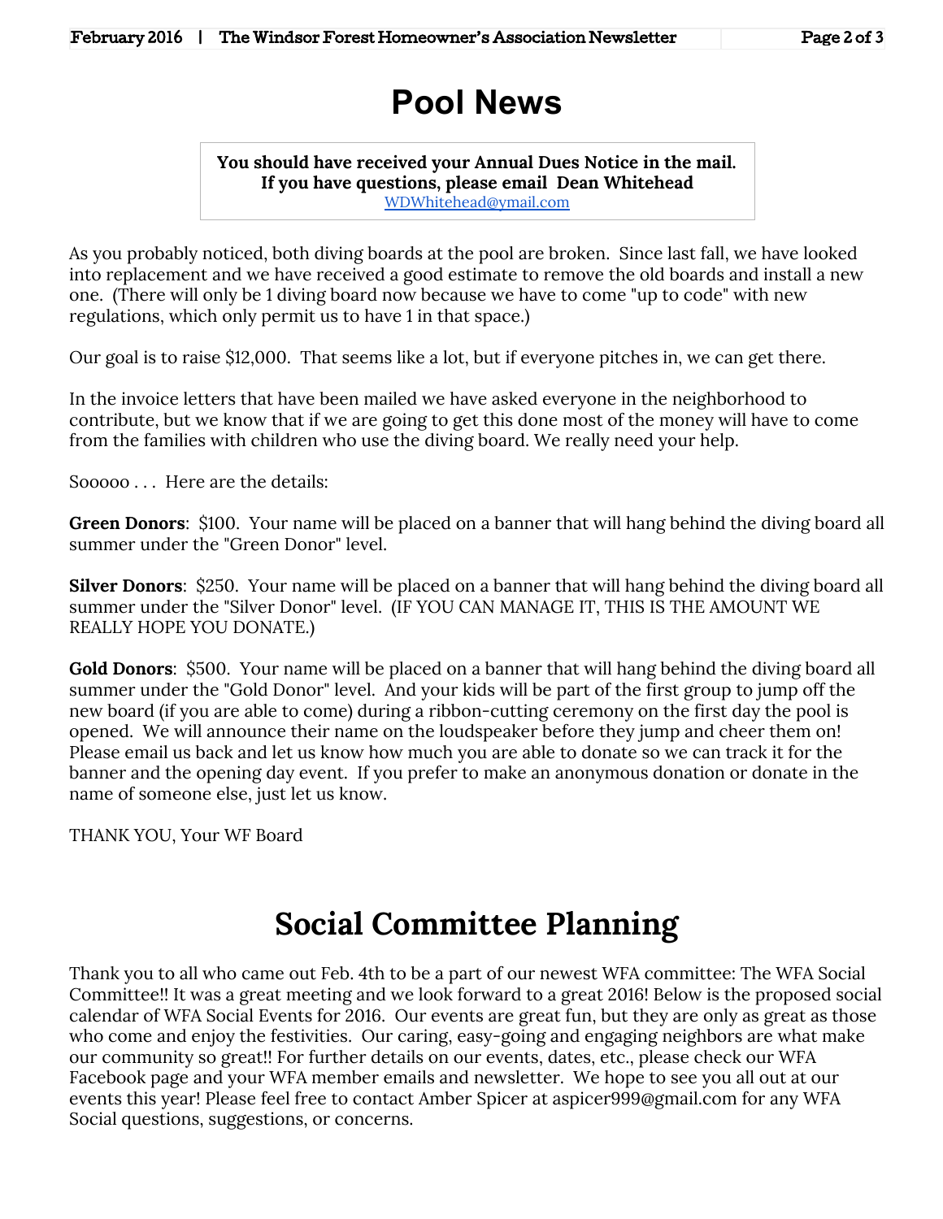# Pool News

**You should have received your Annual Dues Notice in the mail.**
**If you have questions, please email Dean Whitehead**
WDWhitehead@ymail.com

As you probably noticed, both diving boards at the pool are broken. Since last fall, we have looked into replacement and we have received a good estimate to remove the old boards and install a new one. (There will only be 1 diving board now because we have to come "up to code" with new regulations, which only permit us to have 1 in that space.)

Our goal is to raise $12,000. That seems like a lot, but if everyone pitches in, we can get there.

In the invoice letters that have been mailed we have asked everyone in the neighborhood to contribute, but we know that if we are going to get this done most of the money will have to come from the families with children who use the diving board. We really need your help.

Sooooo . . . Here are the details:

**Green Donors**: $100. Your name will be placed on a banner that will hang behind the diving board all summer under the "Green Donor" level.

**Silver Donors**: $250. Your name will be placed on a banner that will hang behind the diving board all summer under the "Silver Donor" level. (IF YOU CAN MANAGE IT, THIS IS THE AMOUNT WE REALLY HOPE YOU DONATE.)

**Gold Donors**: $500. Your name will be placed on a banner that will hang behind the diving board all summer under the "Gold Donor" level. And your kids will be part of the first group to jump off the new board (if you are able to come) during a ribbon-cutting ceremony on the first day the pool is opened. We will announce their name on the loudspeaker before they jump and cheer them on! Please email us back and let us know how much you are able to donate so we can track it for the banner and the opening day event. If you prefer to make an anonymous donation or donate in the name of someone else, just let us know.

THANK YOU, Your WF Board

# Social Committee Planning

Thank you to all who came out Feb. 4th to be a part of our newest WFA committee: The WFA Social Committee!! It was a great meeting and we look forward to a great 2016! Below is the proposed social calendar of WFA Social Events for 2016. Our events are great fun, but they are only as great as those who come and enjoy the festivities. Our caring, easy-going and engaging neighbors are what make our community so great!! For further details on our events, dates, etc., please check our WFA Facebook page and your WFA member emails and newsletter. We hope to see you all out at our events this year! Please feel free to contact Amber Spicer at aspicer999@gmail.com for any WFA Social questions, suggestions, or concerns.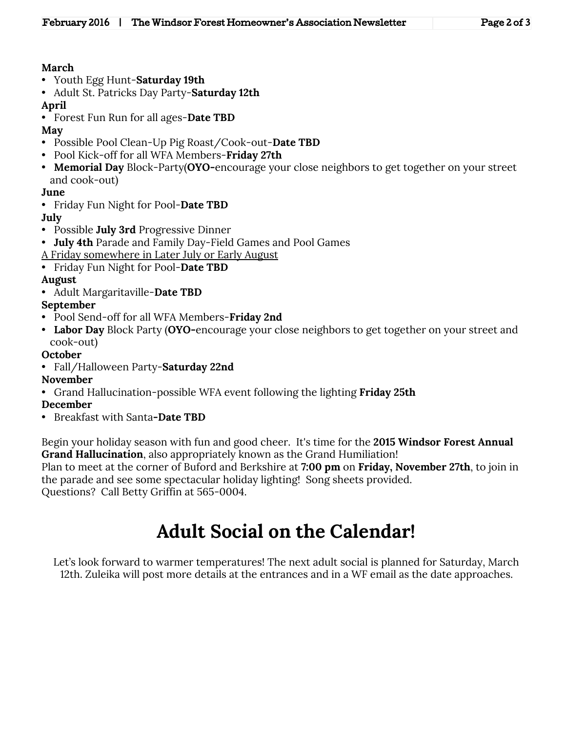**March**

- Youth Egg Hunt-**Saturday 19th**
- Adult St. Patricks Day Party-**Saturday 12th**

**April**

- Forest Fun Run for all ages-**Date TBD**

**May**

- Possible Pool Clean-Up Pig Roast/Cook-out-**Date TBD**
- Pool Kick-off for all WFA Members-**Friday 27th**
- **Memorial Day** Block-Party(**OYO-**encourage your close neighbors to get together on your street and cook-out)

**June**

- Friday Fun Night for Pool-**Date TBD**

**July**

- Possible **July 3rd** Progressive Dinner
- **July 4th** Parade and Family Day-Field Games and Pool Games

<u>A Friday somewhere in Later July or Early August</u>

- Friday Fun Night for Pool-**Date TBD**

**August**

- Adult Margaritaville-**Date TBD**

**September**

- Pool Send-off for all WFA Members-**Friday 2nd**
- **Labor Day** Block Party (**OYO-**encourage your close neighbors to get together on your street and cook-out)

**October**

- Fall/Halloween Party-**Saturday 22nd**

**November**

- Grand Hallucination-possible WFA event following the lighting **Friday 25th**

**December**

- Breakfast with Santa**-Date TBD**

Begin your holiday season with fun and good cheer. It's time for the **2015 Windsor Forest Annual Grand Hallucination**, also appropriately known as the Grand Humiliation!
Plan to meet at the corner of Buford and Berkshire at **7:00 pm** on **Friday, November 27th**, to join in the parade and see some spectacular holiday lighting! Song sheets provided.
Questions? Call Betty Griffin at 565-0004.

# Adult Social on the Calendar!

Let's look forward to warmer temperatures! The next adult social is planned for Saturday, March 12th. Zuleika will post more details at the entrances and in a WF email as the date approaches.